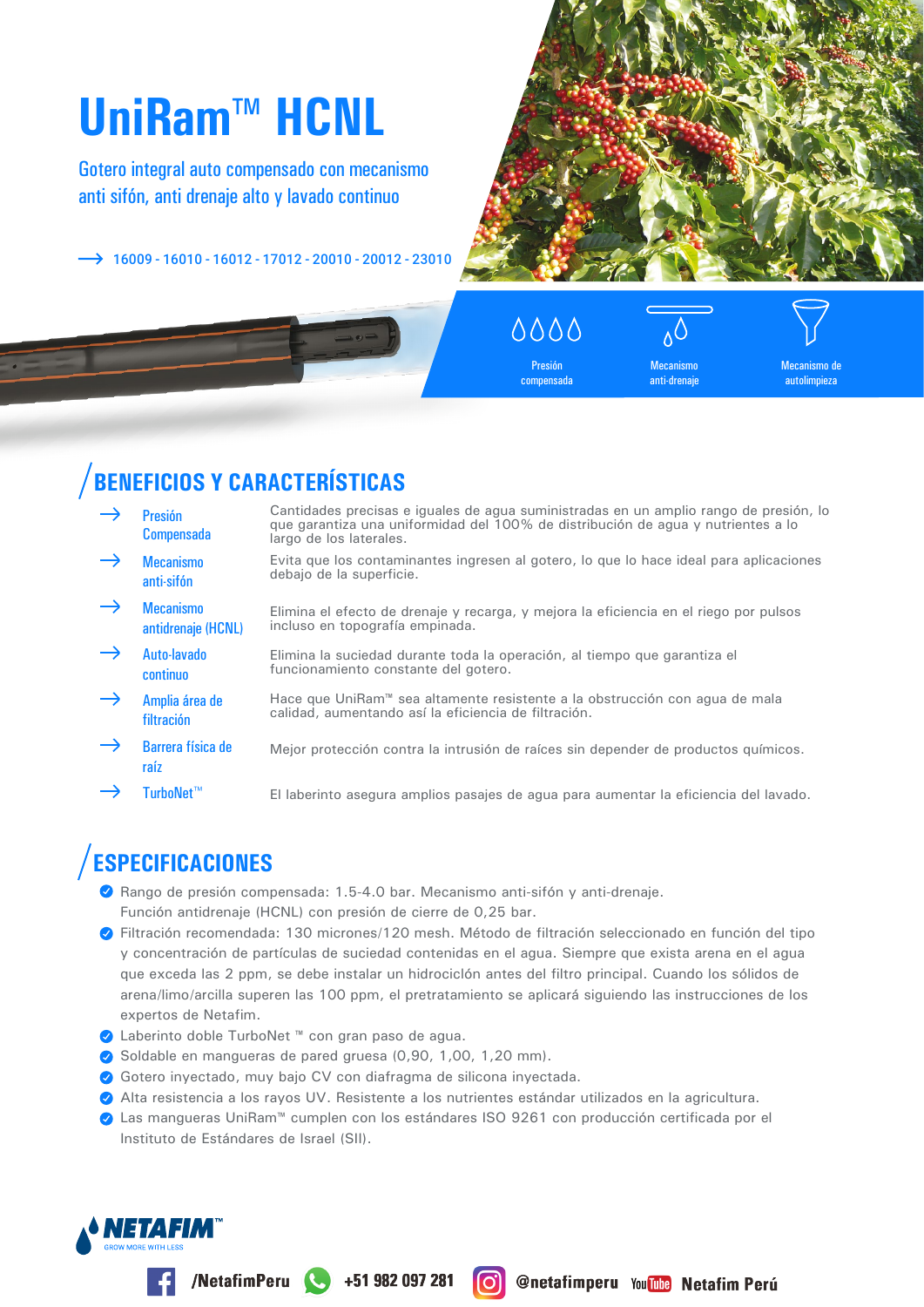# UniRam™ HCNL

Gotero integral auto compensado con mecanismo anti sifón, anti drenaje alto y lavado continuo

→ 16009 - 16010 - 16012 - 17012 - 20010 - 20012 - 23010

Presión compensada

Mecanismo anti-drenaje

Mecanismo de autolimpieza

## BENEFICIOS Y CARACTERÍSTICAS

| | |
|---|---|
| → Presión Compensada | Cantidades precisas e iguales de agua suministradas en un amplio rango de presión, lo que garantiza una uniformidad del 100% de distribución de agua y nutrientes a lo largo de los laterales. |
| → Mecanismo anti-sifón | Evita que los contaminantes ingresen al gotero, lo que lo hace ideal para aplicaciones debajo de la superficie. |
| → Mecanismo antidrenaje (HCNL) | Elimina el efecto de drenaje y recarga, y mejora la eficiencia en el riego por pulsos incluso en topografía empinada. |
| → Auto-lavado continuo | Elimina la suciedad durante toda la operación, al tiempo que garantiza el funcionamiento constante del gotero. |
| → Amplia área de filtración | Hace que UniRam™ sea altamente resistente a la obstrucción con agua de mala calidad, aumentando así la eficiencia de filtración. |
| → Barrera física de raíz | Mejor protección contra la intrusión de raíces sin depender de productos químicos. |
| → TurboNet™ | El laberinto asegura amplios pasajes de agua para aumentar la eficiencia del lavado. |

## ESPECIFICACIONES

- Rango de presión compensada: 1.5-4.0 bar. Mecanismo anti-sifón y anti-drenaje. Función antidrenaje (HCNL) con presión de cierre de 0,25 bar.
- Filtración recomendada: 130 micrones/120 mesh. Método de filtración seleccionado en función del tipo y concentración de partículas de suciedad contenidas en el agua. Siempre que exista arena en el agua que exceda las 2 ppm, se debe instalar un hidrociclón antes del filtro principal. Cuando los sólidos de arena/limo/arcilla superen las 100 ppm, el pretratamiento se aplicará siguiendo las instrucciones de los expertos de Netafim.
- Laberinto doble TurboNet ™ con gran paso de agua.
- Soldable en mangueras de pared gruesa (0,90, 1,00, 1,20 mm).
- Gotero inyectado, muy bajo CV con diafragma de silicona inyectada.
- Alta resistencia a los rayos UV. Resistente a los nutrientes estándar utilizados en la agricultura.
- Las mangueras UniRam™ cumplen con los estándares ISO 9261 con producción certificada por el Instituto de Estándares de Israel (SII).

NETAFIM™ GROW MORE WITH LESS

/NetafimPeru +51 982 097 281 @netafimperu Netafim Perú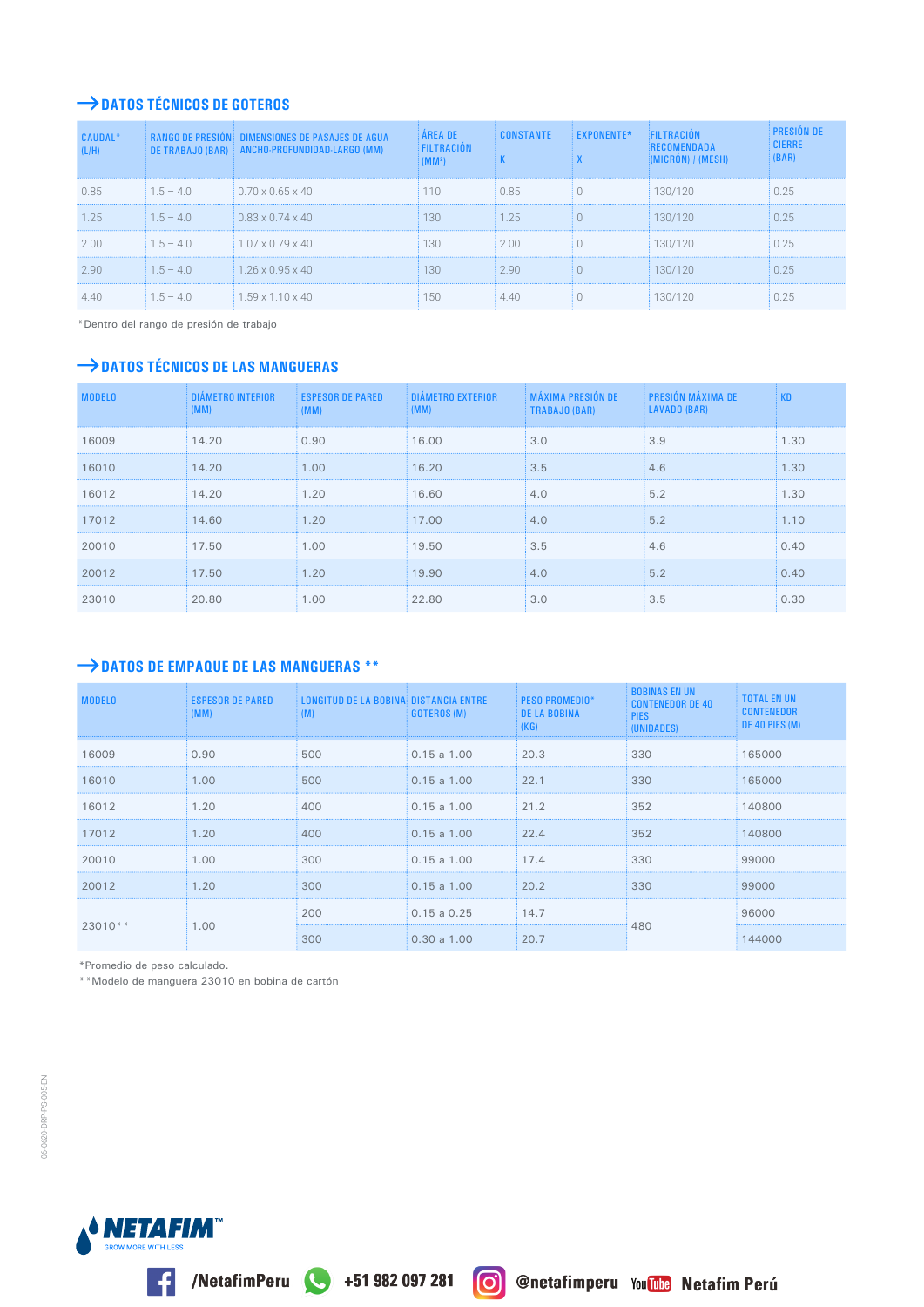## → DATOS TÉCNICOS DE GOTEROS

| CAUDAL* (L/H) | RANGO DE PRESIÓN DE TRABAJO (BAR) | DIMENSIONES DE PASAJES DE AGUA ANCHO-PROFUNDIDAD-LARGO (MM) | ÁREA DE FILTRACIÓN (MM²) | CONSTANTE K | EXPONENTE* X | FILTRACIÓN RECOMENDADA (MICRÓN) / (MESH) | PRESIÓN DE CIERRE (BAR) |
|---|---|---|---|---|---|---|---|
| 0.85 | 1.5 – 4.0 | 0.70 x 0.65 x 40 | 110 | 0.85 | 0 | 130/120 | 0.25 |
| 1.25 | 1.5 – 4.0 | 0.83 x 0.74 x 40 | 130 | 1.25 | 0 | 130/120 | 0.25 |
| 2.00 | 1.5 – 4.0 | 1.07 x 0.79 x 40 | 130 | 2.00 | 0 | 130/120 | 0.25 |
| 2.90 | 1.5 – 4.0 | 1.26 x 0.95 x 40 | 130 | 2.90 | 0 | 130/120 | 0.25 |
| 4.40 | 1.5 – 4.0 | 1.59 x 1.10 x 40 | 150 | 4.40 | 0 | 130/120 | 0.25 |

*Dentro del rango de presión de trabajo

## → DATOS TÉCNICOS DE LAS MANGUERAS

| MODELO | DIÁMETRO INTERIOR (MM) | ESPESOR DE PARED (MM) | DIÁMETRO EXTERIOR (MM) | MÁXIMA PRESIÓN DE TRABAJO (BAR) | PRESIÓN MÁXIMA DE LAVADO (BAR) | KD |
|---|---|---|---|---|---|---|
| 16009 | 14.20 | 0.90 | 16.00 | 3.0 | 3.9 | 1.30 |
| 16010 | 14.20 | 1.00 | 16.20 | 3.5 | 4.6 | 1.30 |
| 16012 | 14.20 | 1.20 | 16.60 | 4.0 | 5.2 | 1.30 |
| 17012 | 14.60 | 1.20 | 17.00 | 4.0 | 5.2 | 1.10 |
| 20010 | 17.50 | 1.00 | 19.50 | 3.5 | 4.6 | 0.40 |
| 20012 | 17.50 | 1.20 | 19.90 | 4.0 | 5.2 | 0.40 |
| 23010 | 20.80 | 1.00 | 22.80 | 3.0 | 3.5 | 0.30 |

## → DATOS DE EMPAQUE DE LAS MANGUERAS **

| MODELO | ESPESOR DE PARED (MM) | LONGITUD DE LA BOBINA (M) | DISTANCIA ENTRE GOTEROS (M) | PESO PROMEDIO* DE LA BOBINA (KG) | BOBINAS EN UN CONTENEDOR DE 40 PIES (UNIDADES) | TOTAL EN UN CONTENEDOR DE 40 PIES (M) |
|---|---|---|---|---|---|---|
| 16009 | 0.90 | 500 | 0.15 a 1.00 | 20.3 | 330 | 165000 |
| 16010 | 1.00 | 500 | 0.15 a 1.00 | 22.1 | 330 | 165000 |
| 16012 | 1.20 | 400 | 0.15 a 1.00 | 21.2 | 352 | 140800 |
| 17012 | 1.20 | 400 | 0.15 a 1.00 | 22.4 | 352 | 140800 |
| 20010 | 1.00 | 300 | 0.15 a 1.00 | 17.4 | 330 | 99000 |
| 20012 | 1.20 | 300 | 0.15 a 1.00 | 20.2 | 330 | 99000 |
| 23010** | 1.00 | 200 | 0.15 a 0.25 | 14.7 | 480 | 96000 |
| | | 300 | 0.30 a 1.00 | 20.7 | | 144000 |

*Promedio de peso calculado.
**Modelo de manguera 23010 en bobina de cartón

06-0620-DRP-PS-005-EN

NETAFIM™ GROW MORE WITH LESS

/NetafimPeru +51 982 097 281 @netafimperu YouTube Netafim Perú